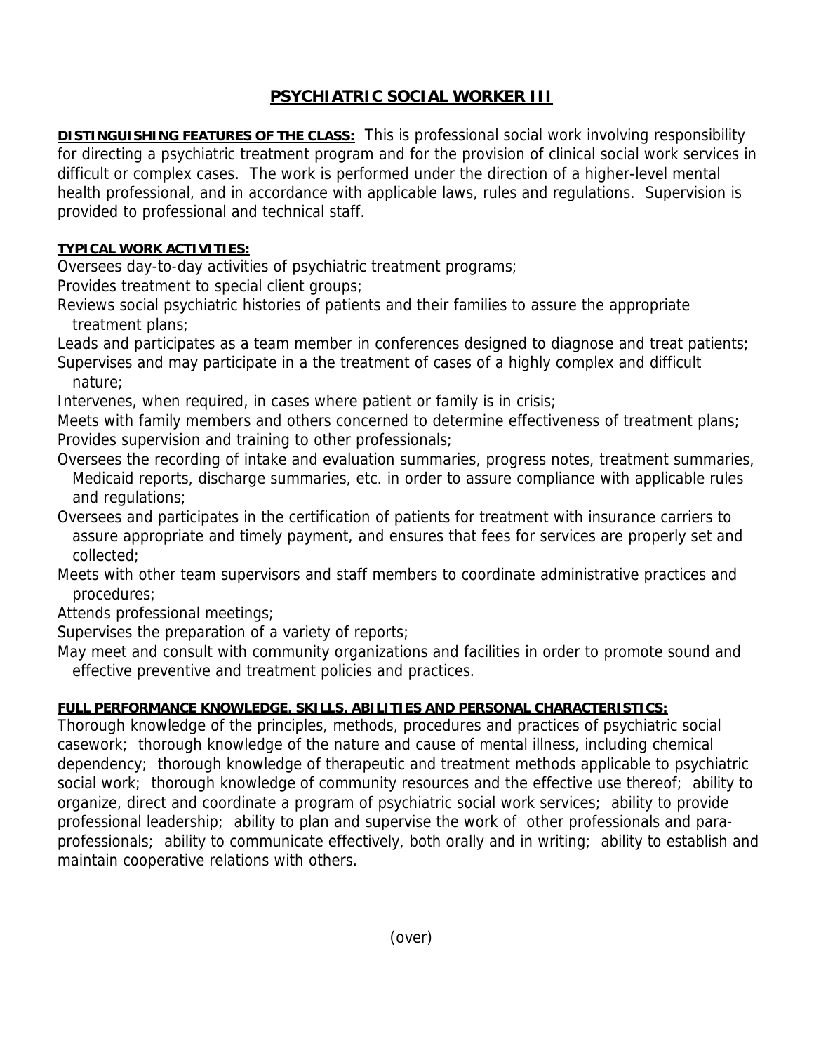# PSYCHIATRIC SOCIAL WORKER III

**DISTINGUISHING FEATURES OF THE CLASS:** This is professional social work involving responsibility for directing a psychiatric treatment program and for the provision of clinical social work services in difficult or complex cases. The work is performed under the direction of a higher-level mental health professional, and in accordance with applicable laws, rules and regulations. Supervision is provided to professional and technical staff.

**TYPICAL WORK ACTIVITIES:**

Oversees day-to-day activities of psychiatric treatment programs;

Provides treatment to special client groups;

Reviews social psychiatric histories of patients and their families to assure the appropriate treatment plans;

Leads and participates as a team member in conferences designed to diagnose and treat patients;

Supervises and may participate in a the treatment of cases of a highly complex and difficult nature;

Intervenes, when required, in cases where patient or family is in crisis;

Meets with family members and others concerned to determine effectiveness of treatment plans;

Provides supervision and training to other professionals;

Oversees the recording of intake and evaluation summaries, progress notes, treatment summaries, Medicaid reports, discharge summaries, etc. in order to assure compliance with applicable rules and regulations;

Oversees and participates in the certification of patients for treatment with insurance carriers to assure appropriate and timely payment, and ensures that fees for services are properly set and collected;

Meets with other team supervisors and staff members to coordinate administrative practices and procedures;

Attends professional meetings;

Supervises the preparation of a variety of reports;

May meet and consult with community organizations and facilities in order to promote sound and effective preventive and treatment policies and practices.

**FULL PERFORMANCE KNOWLEDGE, SKILLS, ABILITIES AND PERSONAL CHARACTERISTICS:**

Thorough knowledge of the principles, methods, procedures and practices of psychiatric social casework; thorough knowledge of the nature and cause of mental illness, including chemical dependency; thorough knowledge of therapeutic and treatment methods applicable to psychiatric social work; thorough knowledge of community resources and the effective use thereof; ability to organize, direct and coordinate a program of psychiatric social work services; ability to provide professional leadership; ability to plan and supervise the work of other professionals and para-professionals; ability to communicate effectively, both orally and in writing; ability to establish and maintain cooperative relations with others.

(over)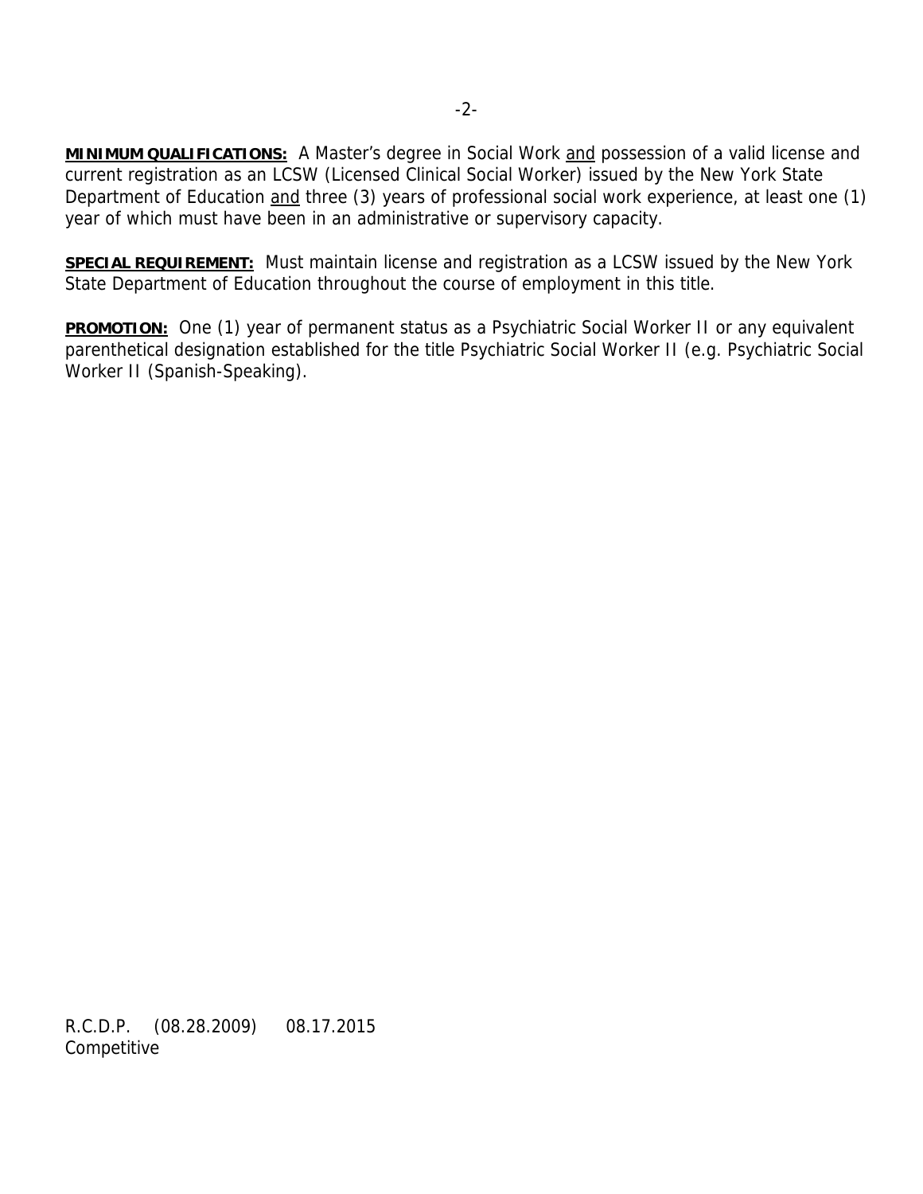**MINIMUM QUALIFICATIONS:** A Master's degree in Social Work and possession of a valid license and current registration as an LCSW (Licensed Clinical Social Worker) issued by the New York State Department of Education and three (3) years of professional social work experience, at least one (1) year of which must have been in an administrative or supervisory capacity.

**SPECIAL REQUIREMENT:** Must maintain license and registration as a LCSW issued by the New York State Department of Education throughout the course of employment in this title.

**PROMOTION:** One (1) year of permanent status as a Psychiatric Social Worker II or any equivalent parenthetical designation established for the title Psychiatric Social Worker II (e.g. Psychiatric Social Worker II (Spanish-Speaking).

R.C.D.P. (08.28.2009) 08.17.2015
Competitive